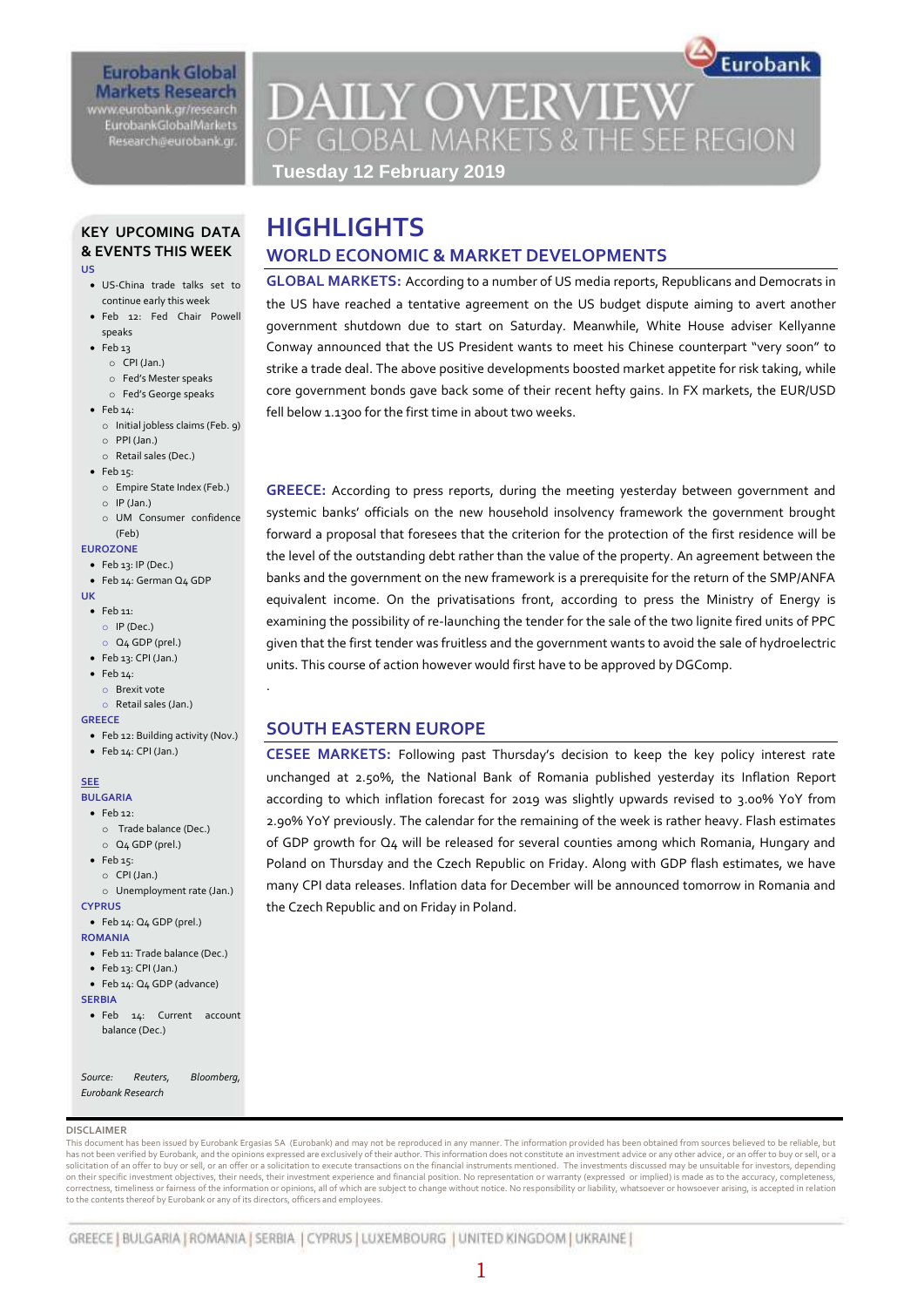Eurobank Global Markets Research
www.eurobank.gr/research
EurobankGlobalMarkets
Research@eurobank.gr

# DAILY OVERVIEW OF GLOBAL MARKETS & THE SEE REGION

**Tuesday 12 February 2019**

## KEY UPCOMING DATA & EVENTS THIS WEEK

**US**

- US-China trade talks set to continue early this week
- Feb 12: Fed Chair Powell speaks
- Feb 13
  - CPI (Jan.)
  - Fed's Mester speaks
  - Fed's George speaks
- Feb 14:
  - Initial jobless claims (Feb. 9)
  - PPI (Jan.)
  - Retail sales (Dec.)
- Feb 15:
  - Empire State Index (Feb.)
  - IP (Jan.)
  - UM Consumer confidence (Feb)

**EUROZONE**

- Feb 13: IP (Dec.)
- Feb 14: German Q4 GDP

**UK**

- Feb 11:
  - IP (Dec.)
  - Q4 GDP (prel.)
- Feb 13: CPI (Jan.)
- Feb 14:
  - Brexit vote
  - Retail sales (Jan.)

**GREECE**

- Feb 12: Building activity (Nov.)
- Feb 14: CPI (Jan.)

**SEE**

**BULGARIA**

- Feb 12:
  - Trade balance (Dec.)
  - Q4 GDP (prel.)
- Feb 15:
  - CPI (Jan.)
  - Unemployment rate (Jan.)

**CYPRUS**

- Feb 14: Q4 GDP (prel.)

**ROMANIA**

- Feb 11: Trade balance (Dec.)
- Feb 13: CPI (Jan.)
- Feb 14: Q4 GDP (advance)

**SERBIA**

- Feb 14: Current account balance (Dec.)

*Source: Reuters, Bloomberg, Eurobank Research*

# HIGHLIGHTS

## WORLD ECONOMIC & MARKET DEVELOPMENTS

**GLOBAL MARKETS:** According to a number of US media reports, Republicans and Democrats in the US have reached a tentative agreement on the US budget dispute aiming to avert another government shutdown due to start on Saturday. Meanwhile, White House adviser Kellyanne Conway announced that the US President wants to meet his Chinese counterpart "very soon" to strike a trade deal. The above positive developments boosted market appetite for risk taking, while core government bonds gave back some of their recent hefty gains. In FX markets, the EUR/USD fell below 1.1300 for the first time in about two weeks.

**GREECE:** According to press reports, during the meeting yesterday between government and systemic banks' officials on the new household insolvency framework the government brought forward a proposal that foresees that the criterion for the protection of the first residence will be the level of the outstanding debt rather than the value of the property. An agreement between the banks and the government on the new framework is a prerequisite for the return of the SMP/ANFA equivalent income. On the privatisations front, according to press the Ministry of Energy is examining the possibility of re-launching the tender for the sale of the two lignite fired units of PPC given that the first tender was fruitless and the government wants to avoid the sale of hydroelectric units. This course of action however would first have to be approved by DGComp.

## SOUTH EASTERN EUROPE

**CESEE MARKETS:** Following past Thursday's decision to keep the key policy interest rate unchanged at 2.50%, the National Bank of Romania published yesterday its Inflation Report according to which inflation forecast for 2019 was slightly upwards revised to 3.00% YoY from 2.90% YoY previously. The calendar for the remaining of the week is rather heavy. Flash estimates of GDP growth for Q4 will be released for several counties among which Romania, Hungary and Poland on Thursday and the Czech Republic on Friday. Along with GDP flash estimates, we have many CPI data releases. Inflation data for December will be announced tomorrow in Romania and the Czech Republic and on Friday in Poland.

**DISCLAIMER**

This document has been issued by Eurobank Ergasias SA (Eurobank) and may not be reproduced in any manner. The information provided has been obtained from sources believed to be reliable, but has not been verified by Eurobank, and the opinions expressed are exclusively of their author. This information does not constitute an investment advice or any other advice, or an offer to buy or sell, or a solicitation of an offer to buy or sell, or an offer or a solicitation to execute transactions on the financial instruments mentioned. The investments discussed may be unsuitable for investors, depending on their specific investment objectives, their needs, their investment experience and financial position. No representation or warranty (expressed or implied) is made as to the accuracy, completeness, correctness, timeliness or fairness of the information or opinions, all of which are subject to change without notice. No responsibility or liability, whatsoever or howsoever arising, is accepted in relation to the contents thereof by Eurobank or any of its directors, officers and employees.

GREECE | BULGARIA | ROMANIA | SERBIA | CYPRUS | LUXEMBOURG | UNITED KINGDOM | UKRAINE |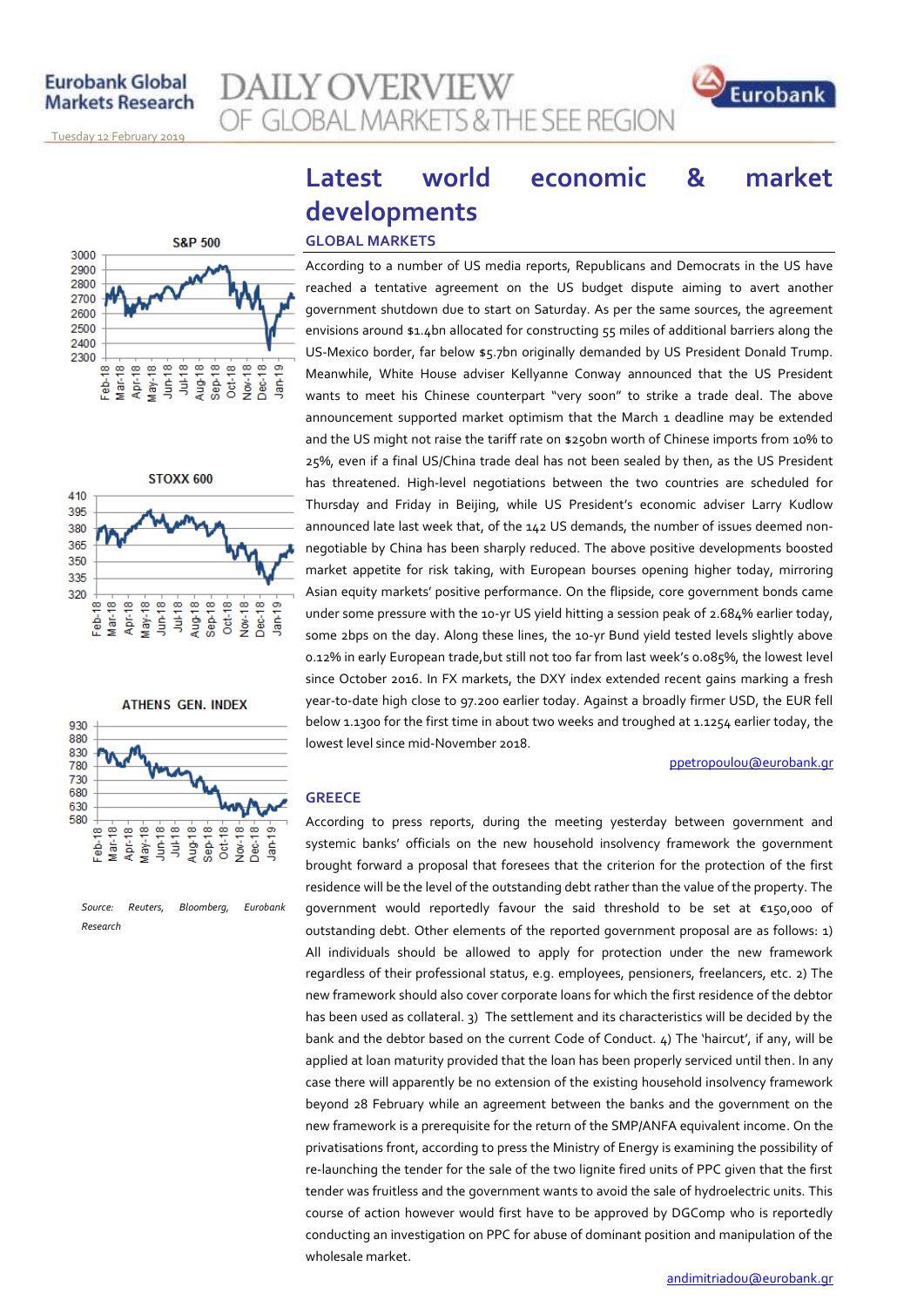# Latest world economic & market developments

## GLOBAL MARKETS

According to a number of US media reports, Republicans and Democrats in the US have reached a tentative agreement on the US budget dispute aiming to avert another government shutdown due to start on Saturday. As per the same sources, the agreement envisions around $1.4bn allocated for constructing 55 miles of additional barriers along the US-Mexico border, far below $5.7bn originally demanded by US President Donald Trump. Meanwhile, White House adviser Kellyanne Conway announced that the US President wants to meet his Chinese counterpart "very soon" to strike a trade deal. The above announcement supported market optimism that the March 1 deadline may be extended and the US might not raise the tariff rate on $250bn worth of Chinese imports from 10% to 25%, even if a final US/China trade deal has not been sealed by then, as the US President has threatened. High-level negotiations between the two countries are scheduled for Thursday and Friday in Beijing, while US President's economic adviser Larry Kudlow announced late last week that, of the 142 US demands, the number of issues deemed non-negotiable by China has been sharply reduced. The above positive developments boosted market appetite for risk taking, with European bourses opening higher today, mirroring Asian equity markets' positive performance. On the flipside, core government bonds came under some pressure with the 10-yr US yield hitting a session peak of 2.684% earlier today, some 2bps on the day. Along these lines, the 10-yr Bund yield tested levels slightly above 0.12% in early European trade,but still not too far from last week's 0.085%, the lowest level since October 2016. In FX markets, the DXY index extended recent gains marking a fresh year-to-date high close to 97.200 earlier today. Against a broadly firmer USD, the EUR fell below 1.1300 for the first time in about two weeks and troughed at 1.1254 earlier today, the lowest level since mid-November 2018.

ppetropoulou@eurobank.gr

## GREECE

According to press reports, during the meeting yesterday between government and systemic banks' officials on the new household insolvency framework the government brought forward a proposal that foresees that the criterion for the protection of the first residence will be the level of the outstanding debt rather than the value of the property. The government would reportedly favour the said threshold to be set at €150,000 of outstanding debt. Other elements of the reported government proposal are as follows: 1) All individuals should be allowed to apply for protection under the new framework regardless of their professional status, e.g. employees, pensioners, freelancers, etc. 2) The new framework should also cover corporate loans for which the first residence of the debtor has been used as collateral. 3) The settlement and its characteristics will be decided by the bank and the debtor based on the current Code of Conduct. 4) The 'haircut', if any, will be applied at loan maturity provided that the loan has been properly serviced until then. In any case there will apparently be no extension of the existing household insolvency framework beyond 28 February while an agreement between the banks and the government on the new framework is a prerequisite for the return of the SMP/ANFA equivalent income. On the privatisations front, according to press the Ministry of Energy is examining the possibility of re-launching the tender for the sale of the two lignite fired units of PPC given that the first tender was fruitless and the government wants to avoid the sale of hydroelectric units. This course of action however would first have to be approved by DGComp who is reportedly conducting an investigation on PPC for abuse of dominant position and manipulation of the wholesale market.

andimitriadou@eurobank.gr

S&P 500

STOXX 600

ATHENS GEN. INDEX

*Source: Reuters, Bloomberg, Eurobank Research*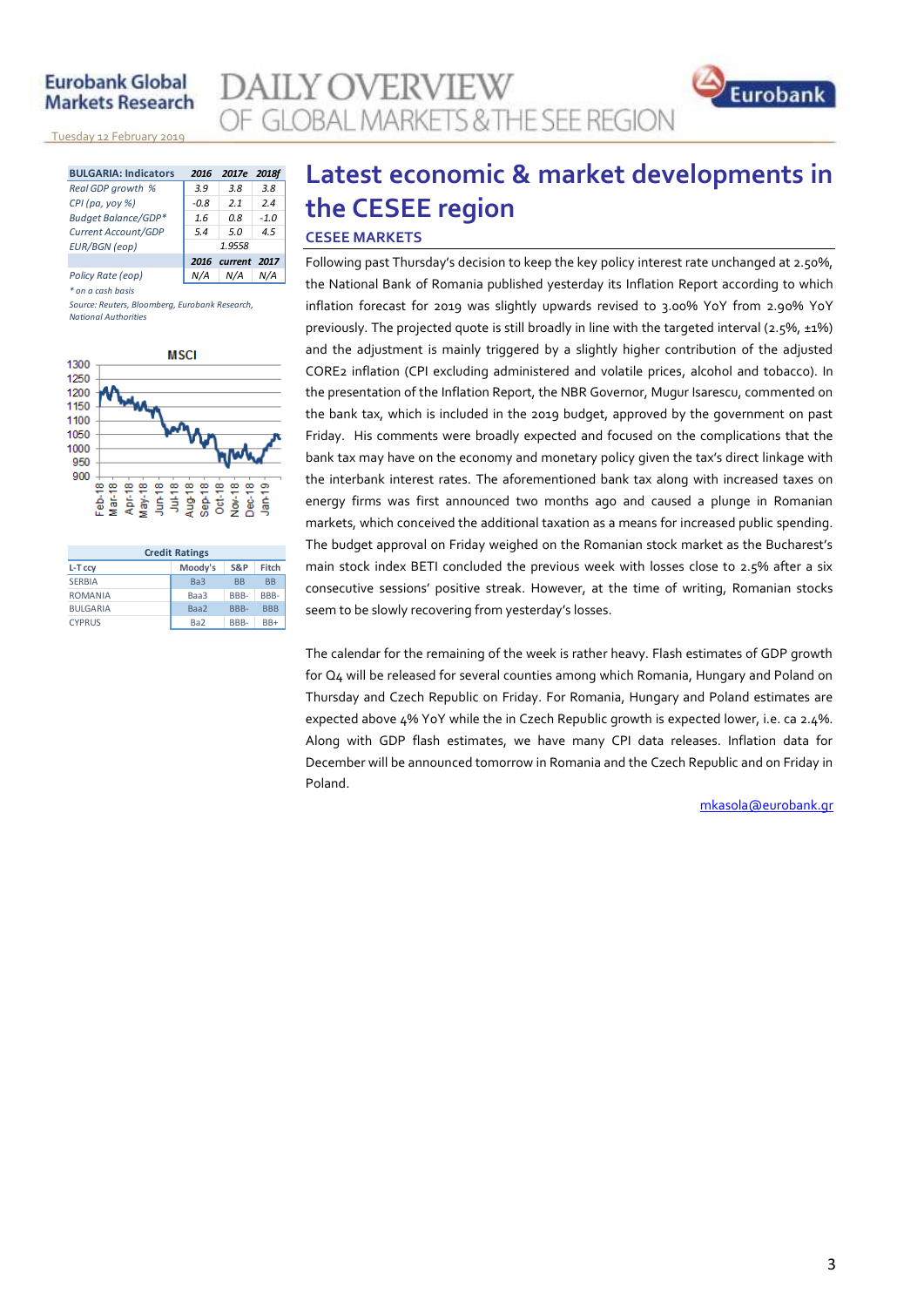| BULGARIA: Indicators | 2016 | 2017e | 2018f |
|---|---|---|---|
| Real GDP growth % | 3.9 | 3.8 | 3.8 |
| CPI (pa, yoy %) | -0.8 | 2.1 | 2.4 |
| Budget Balance/GDP* | 1.6 | 0.8 | -1.0 |
| Current Account/GDP | 5.4 | 5.0 | 4.5 |
| EUR/BGN (eop) | | 1.9558 | |
| | 2016 | current | 2017 |
| Policy Rate (eop) | N/A | N/A | N/A |

\* on a cash basis

Source: Reuters, Bloomberg, Eurobank Research, National Authorities

| Credit Ratings | | | |
|---|---|---|---|
| L-T ccy | Moody's | S&P | Fitch |
| SERBIA | Ba3 | BB | BB |
| ROMANIA | Baa3 | BBB- | BBB- |
| BULGARIA | Baa2 | BBB- | BBB |
| CYPRUS | Ba2 | BBB- | BB+ |

# Latest economic & market developments in the CESEE region

## CESEE MARKETS

Following past Thursday's decision to keep the key policy interest rate unchanged at 2.50%, the National Bank of Romania published yesterday its Inflation Report according to which inflation forecast for 2019 was slightly upwards revised to 3.00% YoY from 2.90% YoY previously. The projected quote is still broadly in line with the targeted interval (2.5%, ±1%) and the adjustment is mainly triggered by a slightly higher contribution of the adjusted CORE2 inflation (CPI excluding administered and volatile prices, alcohol and tobacco). In the presentation of the Inflation Report, the NBR Governor, Mugur Isarescu, commented on the bank tax, which is included in the 2019 budget, approved by the government on past Friday. His comments were broadly expected and focused on the complications that the bank tax may have on the economy and monetary policy given the tax's direct linkage with the interbank interest rates. The aforementioned bank tax along with increased taxes on energy firms was first announced two months ago and caused a plunge in Romanian markets, which conceived the additional taxation as a means for increased public spending. The budget approval on Friday weighed on the Romanian stock market as the Bucharest's main stock index BETI concluded the previous week with losses close to 2.5% after a six consecutive sessions' positive streak. However, at the time of writing, Romanian stocks seem to be slowly recovering from yesterday's losses.

The calendar for the remaining of the week is rather heavy. Flash estimates of GDP growth for Q4 will be released for several counties among which Romania, Hungary and Poland on Thursday and Czech Republic on Friday. For Romania, Hungary and Poland estimates are expected above 4% YoY while the in the Czech Republic growth is expected lower, i.e. ca 2.4%. Along with GDP flash estimates, we have many CPI data releases. Inflation data for December will be announced tomorrow in Romania and the Czech Republic and on Friday in Poland.

mkasola@eurobank.gr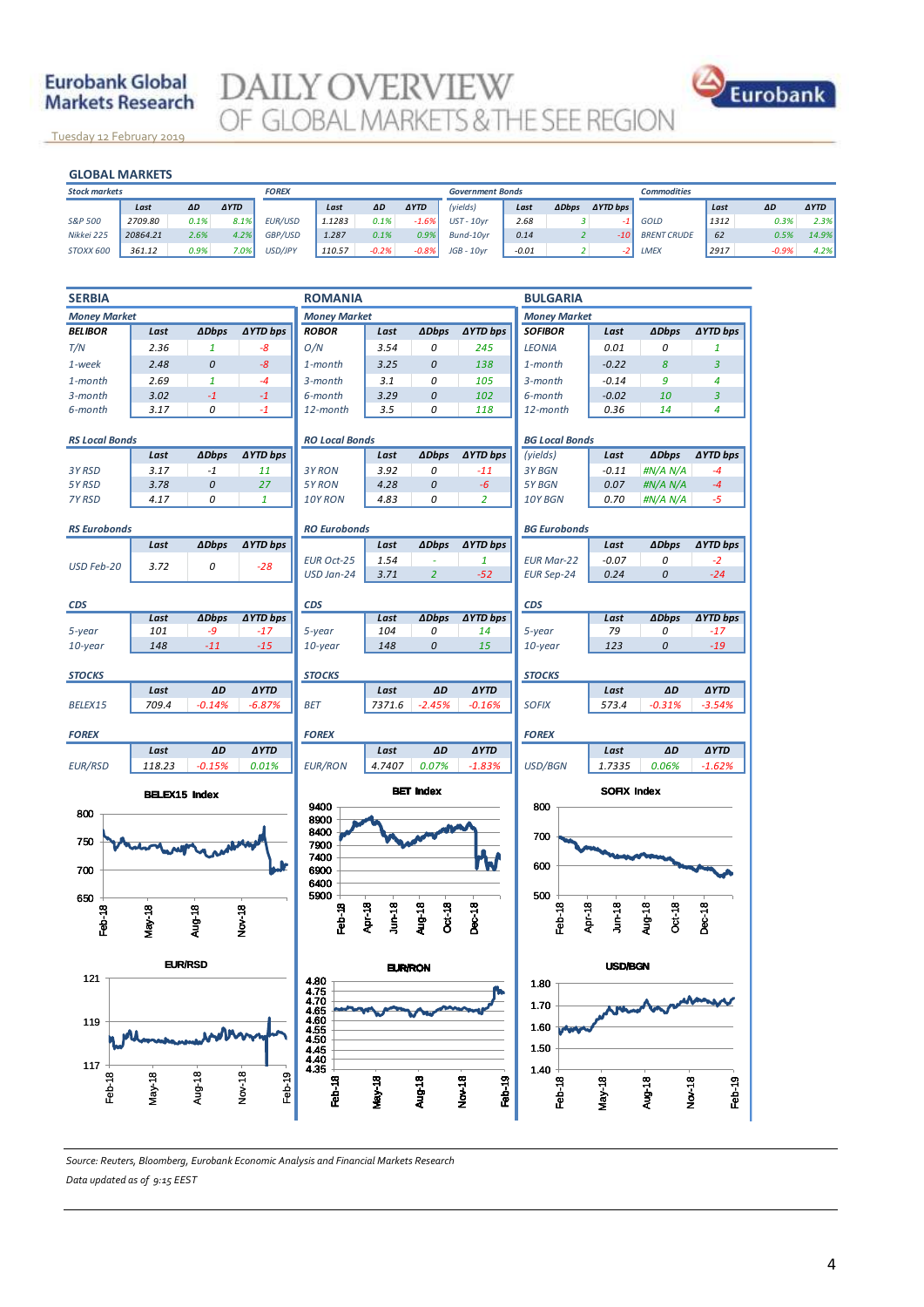# GLOBAL MARKETS

| Stock markets | Last | ΔD | ΔYTD |
|---|---|---|---|
| S&P 500 | 2709.80 | 0.1% | 8.1% |
| Nikkei 225 | 20864.21 | 2.6% | 4.2% |
| STOXX 600 | 361.12 | 0.9% | 7.0% |

| FOREX | Last | ΔD | ΔYTD |
|---|---|---|---|
| EUR/USD | 1.1283 | 0.1% | -1.6% |
| GBP/USD | 1.287 | 0.1% | 0.9% |
| USD/JPY | 110.57 | -0.2% | -0.8% |

| Government Bonds (yields) | Last | ΔDbps | ΔYTD bps |
|---|---|---|---|
| UST - 10yr | 2.68 | 3 | -1 |
| Bund-10yr | 0.14 | 2 | -10 |
| JGB - 10yr | -0.01 | 2 | -2 |

| Commodities | Last | ΔD | ΔYTD |
|---|---|---|---|
| GOLD | 1312 | 0.3% | 2.3% |
| BRENT CRUDE | 62 | 0.5% | 14.9% |
| LMEX | 2917 | -0.9% | 4.2% |

## SERBIA

**Money Market**

| BELIBOR | Last | ΔDbps | ΔYTD bps |
|---|---|---|---|
| T/N | 2.36 | 1 | -8 |
| 1-week | 2.48 | 0 | -8 |
| 1-month | 2.69 | 1 | -4 |
| 3-month | 3.02 | -1 | -1 |
| 6-month | 3.17 | 0 | -1 |

**RS Local Bonds**

| | Last | ΔDbps | ΔYTD bps |
|---|---|---|---|
| 3Y RSD | 3.17 | -1 | 11 |
| 5Y RSD | 3.78 | 0 | 27 |
| 7Y RSD | 4.17 | 0 | 1 |

**RS Eurobonds**

| | Last | ΔDbps | ΔYTD bps |
|---|---|---|---|
| USD Feb-20 | 3.72 | 0 | -28 |

**CDS**

| | Last | ΔDbps | ΔYTD bps |
|---|---|---|---|
| 5-year | 101 | -9 | -17 |
| 10-year | 148 | -11 | -15 |

**STOCKS**

| | Last | ΔD | ΔYTD |
|---|---|---|---|
| BELEX15 | 709.4 | -0.14% | -6.87% |

**FOREX**

| | Last | ΔD | ΔYTD |
|---|---|---|---|
| EUR/RSD | 118.23 | -0.15% | 0.01% |

## ROMANIA

**Money Market**

| ROBOR | Last | ΔDbps | ΔYTD bps |
|---|---|---|---|
| O/N | 3.54 | 0 | 245 |
| 1-month | 3.25 | 0 | 138 |
| 3-month | 3.1 | 0 | 105 |
| 6-month | 3.29 | 0 | 102 |
| 12-month | 3.5 | 0 | 118 |

**RO Local Bonds**

| | Last | ΔDbps | ΔYTD bps |
|---|---|---|---|
| 3Y RON | 3.92 | 0 | -11 |
| 5Y RON | 4.28 | 0 | -6 |
| 10Y RON | 4.83 | 0 | 2 |

**RO Eurobonds**

| | Last | ΔDbps | ΔYTD bps |
|---|---|---|---|
| EUR Oct-25 | 1.54 | - | 1 |
| USD Jan-24 | 3.71 | 2 | -52 |

**CDS**

| | Last | ΔDbps | ΔYTD bps |
|---|---|---|---|
| 5-year | 104 | 0 | 14 |
| 10-year | 148 | 0 | 15 |

**STOCKS**

| | Last | ΔD | ΔYTD |
|---|---|---|---|
| BET | 7371.6 | -2.45% | -0.16% |

**FOREX**

| | Last | ΔD | ΔYTD |
|---|---|---|---|
| EUR/RON | 4.7407 | 0.07% | -1.83% |

## BULGARIA

**Money Market**

| SOFIBOR | Last | ΔDbps | ΔYTD bps |
|---|---|---|---|
| LEONIA | 0.01 | 0 | 1 |
| 1-month | -0.22 | 8 | 3 |
| 3-month | -0.14 | 9 | 4 |
| 6-month | -0.02 | 10 | 3 |
| 12-month | 0.36 | 14 | 4 |

**BG Local Bonds**

| (yields) | Last | ΔDbps | ΔYTD bps |
|---|---|---|---|
| 3Y BGN | -0.11 | #N/A N/A | -4 |
| 5Y BGN | 0.07 | #N/A N/A | -4 |
| 10Y BGN | 0.70 | #N/A N/A | -5 |

**BG Eurobonds**

| | Last | ΔDbps | ΔYTD bps |
|---|---|---|---|
| EUR Mar-22 | -0.07 | 0 | -2 |
| EUR Sep-24 | 0.24 | 0 | -24 |

**CDS**

| | Last | ΔDbps | ΔYTD bps |
|---|---|---|---|
| 5-year | 79 | 0 | -17 |
| 10-year | 123 | 0 | -19 |

**STOCKS**

| | Last | ΔD | ΔYTD |
|---|---|---|---|
| SOFIX | 573.4 | -0.31% | -3.54% |

**FOREX**

| | Last | ΔD | ΔYTD |
|---|---|---|---|
| USD/BGN | 1.7335 | 0.06% | -1.62% |

BELEX15 Index

BET Index

SOFIX Index

EUR/RSD

EUR/RON

USD/BGN

*Source: Reuters, Bloomberg, Eurobank Economic Analysis and Financial Markets Research*

*Data updated as of 9:15 EEST*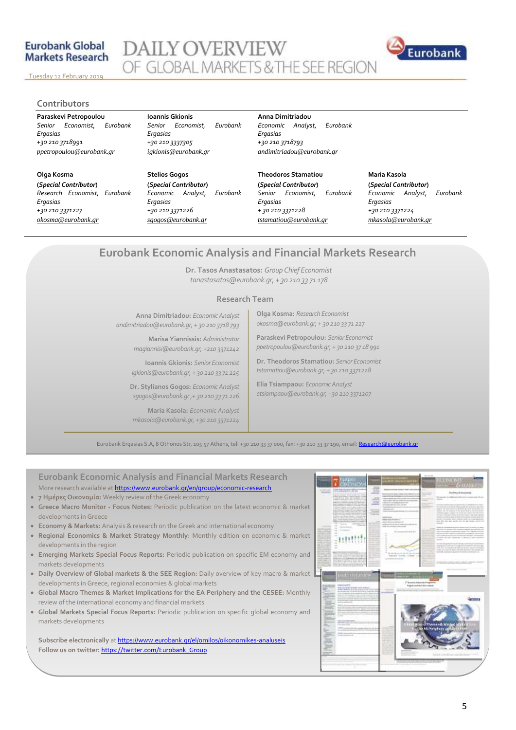## Contributors

**Paraskevi Petropoulou**
*Senior Economist, Eurobank Ergasias*
*+30 210 3718991*
*ppetropoulou@eurobank.gr*

**Ioannis Gkionis**
*Senior Economist, Eurobank Ergasias*
*+30 210 3337305*
*igkionis@eurobank.gr*

**Anna Dimitriadou**
*Economic Analyst, Eurobank Ergasias*
*+30 210 3718793*
*andimitriadou@eurobank.gr*

**Olga Kosma**
**(*Special Contributor*)**
*Research Economist, Eurobank Ergasias*
*+30 210 3371227*
*okosma@eurobank.gr*

**Stelios Gogos**
**(*Special Contributor*)**
*Economic Analyst, Eurobank Ergasias*
*+30 210 3371226*
*sgogos@eurobank.gr*

**Theodoros Stamatiou**
**(*Special Contributor*)**
*Senior Economist, Eurobank Ergasias*
*+ 30 210 3371228*
*tstamatiou@eurobank.gr*

**Maria Kasola**
**(*Special Contributor*)**
*Economic Analyst, Eurobank Ergasias*
*+30 210 3371224*
*mkasola@eurobank.gr*

## Eurobank Economic Analysis and Financial Markets Research

**Dr. Tasos Anastasatos:** *Group Chief Economist*
*tanastasatos@eurobank.gr, + 30 210 33 71 178*

### Research Team

**Anna Dimitriadou:** *Economic Analyst*
*andimitriadou@eurobank.gr, + 30 210 3718 793*

**Marisa Yiannissis:** *Administrator*
*magiannisi@eurobank.gr, +210 3371242*

**Ioannis Gkionis:** *Senior Economist*
*igkionis@eurobank.gr, + 30 210 33 71 225*

**Dr. Stylianos Gogos:** *Economic Analyst*
*sgogos@eurobank.gr ,+ 30 210 33 71 226*

**Maria Kasola:** *Economic Analyst*
*mkasola@eurobank.gr, +30 210 3371224*

**Olga Kosma:** *Research Economist*
*okosma@eurobank.gr, + 30 210 33 71 227*

**Paraskevi Petropoulou:** *Senior Economist*
*ppetropoulou@eurobank.gr, + 30 210 37 18 991*

**Dr. Theodoros Stamatiou:** *Senior Economist*
*tstamatiou@eurobank.gr, + 30 210 3371228*

**Elia Tsiampaou:** *Economic Analyst*
*etsiampaou@eurobank.gr, +30 210 3371207*

Eurobank Ergasias S.A, 8 Othonos Str, 105 57 Athens, tel: +30 210 33 37 000, fax: +30 210 33 37 190, email: Research@eurobank.gr

## Eurobank Economic Analysis and Financial Markets Research

More research available at https://www.eurobank.gr/en/group/economic-research

- **7 Ημέρες Οικονομία:** Weekly review of the Greek economy
- **Greece Macro Monitor - Focus Notes:** Periodic publication on the latest economic & market developments in Greece
- **Economy & Markets:** Analysis & research on the Greek and international economy
- **Regional Economics & Market Strategy Monthly**: Monthly edition on economic & market developments in the region
- **Emerging Markets Special Focus Reports:** Periodic publication on specific EM economy and markets developments
- **Daily Overview of Global markets & the SEE Region:** Daily overview of key macro & market developments in Greece, regional economies & global markets
- **Global Macro Themes & Market Implications for the EA Periphery and the CESEE:** Monthly review of the international economy and financial markets
- **Global Markets Special Focus Reports:** Periodic publication on specific global economy and markets developments

**Subscribe electronically** at https://www.eurobank.gr/el/omilos/oikonomikes-analuseis
**Follow us on twitter:** https://twitter.com/Eurobank_Group